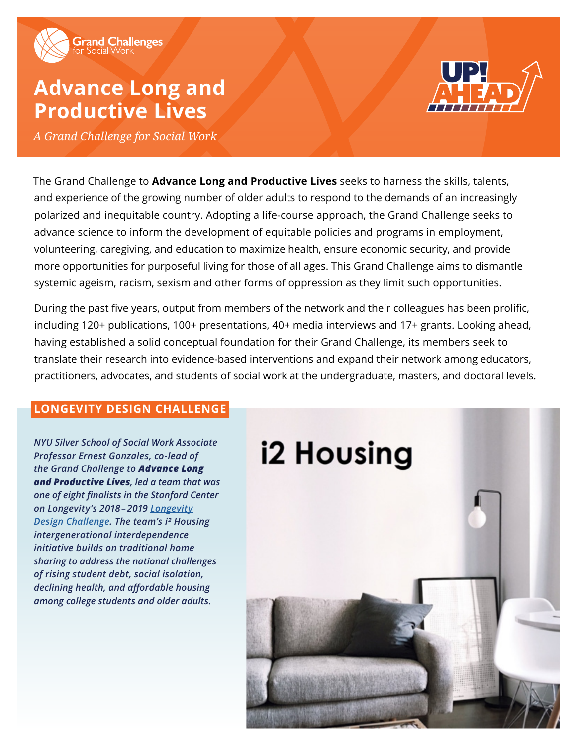Grand Challenges for Social Work

# Advance Long and Productive Lives

*A Grand Challenge for Social Work*

UP! AHEAD

The Grand Challenge to **Advance Long and Productive Lives** seeks to harness the skills, talents, and experience of the growing number of older adults to respond to the demands of an increasingly polarized and inequitable country. Adopting a life-course approach, the Grand Challenge seeks to advance science to inform the development of equitable policies and programs in employment, volunteering, caregiving, and education to maximize health, ensure economic security, and provide more opportunities for purposeful living for those of all ages. This Grand Challenge aims to dismantle systemic ageism, racism, sexism and other forms of oppression as they limit such opportunities.

During the past five years, output from members of the network and their colleagues has been prolific, including 120+ publications, 100+ presentations, 40+ media interviews and 17+ grants. Looking ahead, having established a solid conceptual foundation for their Grand Challenge, its members seek to translate their research into evidence-based interventions and expand their network among educators, practitioners, advocates, and students of social work at the undergraduate, masters, and doctoral levels.

## LONGEVITY DESIGN CHALLENGE

*NYU Silver School of Social Work Associate Professor Ernest Gonzales, co-lead of the Grand Challenge to **Advance Long and Productive Lives**, led a team that was one of eight finalists in the Stanford Center on Longevity's 2018–2019 [Longevity Design Challenge](). The team's i² Housing intergenerational interdependence initiative builds on traditional home sharing to address the national challenges of rising student debt, social isolation, declining health, and affordable housing among college students and older adults.*

i2 Housing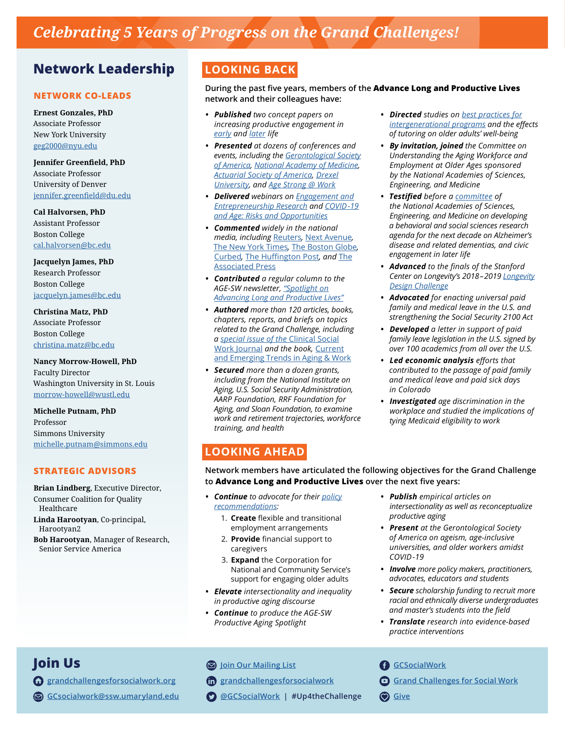# *Celebrating 5 Years of Progress on the Grand Challenges!*

## Network Leadership

### NETWORK CO-LEADS

**Ernest Gonzales, PhD**
Associate Professor
New York University
geg2000@nyu.edu

**Jennifer Greenfield, PhD**
Associate Professor
University of Denver
jennifer.greenfield@du.edu

**Cal Halvorsen, PhD**
Assistant Professor
Boston College
cal.halvorsen@bc.edu

**Jacquelyn James, PhD**
Research Professor
Boston College
jacquelyn.james@bc.edu

**Christina Matz, PhD**
Associate Professor
Boston College
christina.matz@bc.edu

**Nancy Morrow-Howell, PhD**
Faculty Director
Washington University in St. Louis
morrow-howell@wustl.edu

**Michelle Putnam, PhD**
Professor
Simmons University
michelle.putnam@simmons.edu

### STRATEGIC ADVISORS

**Brian Lindberg**, Executive Director, Consumer Coalition for Quality Healthcare

**Linda Harootyan**, Co-principal, Harootyan2

**Bob Harootyan**, Manager of Research, Senior Service America

## LOOKING BACK

During the past five years, members of the **Advance Long and Productive Lives** network and their colleagues have:

- ***Published*** *two concept papers on increasing productive engagement in early and later life*
- ***Presented*** *at dozens of conferences and events, including the Gerontological Society of America, National Academy of Medicine, Actuarial Society of America, Drexel University, and Age Strong @ Work*
- ***Delivered*** *webinars on Engagement and Entrepreneurship Research and COVID-19 and Age: Risks and Opportunities*
- ***Commented*** *widely in the national media, including Reuters, Next Avenue, The New York Times, The Boston Globe, Curbed, The Huffington Post, and The Associated Press*
- ***Contributed*** *a regular column to the AGE-SW newsletter, "Spotlight on Advancing Long and Productive Lives"*
- ***Authored*** *more than 120 articles, books, chapters, reports, and briefs on topics related to the Grand Challenge, including a special issue of the Clinical Social Work Journal and the book, Current and Emerging Trends in Aging & Work*
- ***Secured*** *more than a dozen grants, including from the National Institute on Aging, U.S. Social Security Administration, AARP Foundation, RRF Foundation for Aging, and Sloan Foundation, to examine work and retirement trajectories, workforce training, and health*
- ***Directed*** *studies on best practices for intergenerational programs and the effects of tutoring on older adults' well-being*
- ***By invitation, joined*** *the Committee on Understanding the Aging Workforce and Employment at Older Ages sponsored by the National Academies of Sciences, Engineering, and Medicine*
- ***Testified*** *before a committee of the National Academies of Sciences, Engineering, and Medicine on developing a behavioral and social sciences research agenda for the next decade on Alzheimer's disease and related dementias, and civic engagement in later life*
- ***Advanced*** *to the finals of the Stanford Center on Longevity's 2018–2019 Longevity Design Challenge*
- ***Advocated*** *for enacting universal paid family and medical leave in the U.S. and strengthening the Social Security 2100 Act*
- ***Developed*** *a letter in support of paid family leave legislation in the U.S. signed by over 100 academics from all over the U.S.*
- ***Led economic analysis*** *efforts that contributed to the passage of paid family and medical leave and paid sick days in Colorado*
- ***Investigated*** *age discrimination in the workplace and studied the implications of tying Medicaid eligibility to work*

## LOOKING AHEAD

Network members have articulated the following objectives for the Grand Challenge to **Advance Long and Productive Lives** over the next five years:

- ***Continue*** *to advocate for their policy recommendations:*
  1. **Create** flexible and transitional employment arrangements
  2. **Provide** financial support to caregivers
  3. **Expand** the Corporation for National and Community Service's support for engaging older adults
- ***Elevate*** *intersectionality and inequality in productive aging discourse*
- ***Continue*** *to produce the AGE-SW Productive Aging Spotlight*
- ***Publish*** *empirical articles on intersectionality as well as reconceptualize productive aging*
- ***Present*** *at the Gerontological Society of America on ageism, age-inclusive universities, and older workers amidst COVID-19*
- ***Involve*** *more policy makers, practitioners, advocates, educators and students*
- ***Secure*** *scholarship funding to recruit more racial and ethnically diverse undergraduates and master's students into the field*
- ***Translate*** *research into evidence-based practice interventions*

## Join Us

- grandchallengesforsocialwork.org
- GCsocialwork@ssw.umaryland.edu
- Join Our Mailing List
- grandchallengesforsocialwork
- @GCSocialWork | #Up4theChallenge
- GCSocialWork
- Grand Challenges for Social Work
- Give